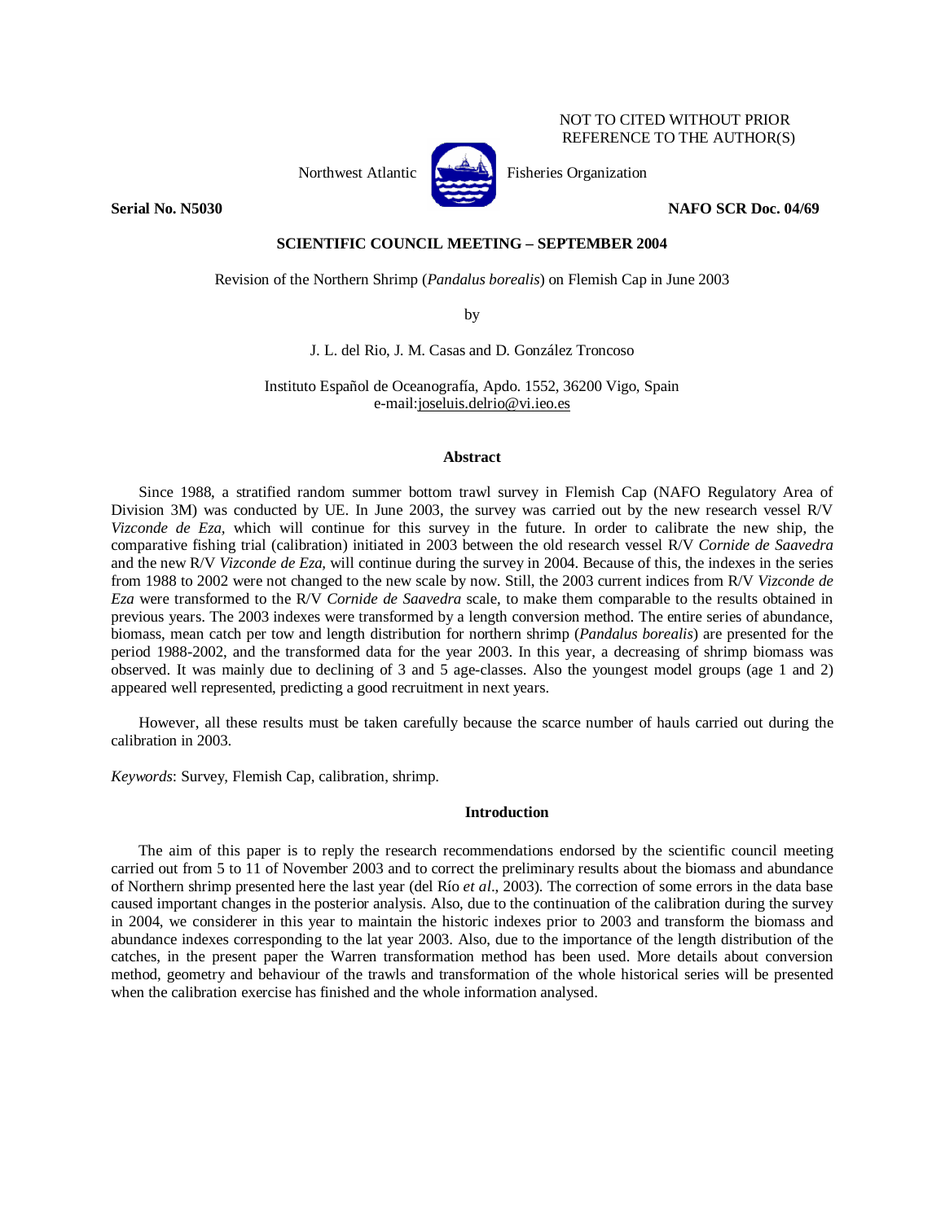NOT TO CITED WITHOUT PRIOR REFERENCE TO THE AUTHOR(S)

Northwest Atlantic Fisheries Organization

**Serial No. N5030** **NAFO SCR Doc. 04/69**

**SCIENTIFIC COUNCIL MEETING – SEPTEMBER 2004**

Revision of the Northern Shrimp (*Pandalus borealis*) on Flemish Cap in June 2003

by

J. L. del Rio, J. M. Casas and D. González Troncoso

Instituto Español de Oceanografía, Apdo. 1552, 36200 Vigo, Spain
e-mail:joseluis.delrio@vi.ieo.es

## Abstract

Since 1988, a stratified random summer bottom trawl survey in Flemish Cap (NAFO Regulatory Area of Division 3M) was conducted by UE. In June 2003, the survey was carried out by the new research vessel R/V *Vizconde de Eza,* which will continue for this survey in the future. In order to calibrate the new ship, the comparative fishing trial (calibration) initiated in 2003 between the old research vessel R/V *Cornide de Saavedra* and the new R/V *Vizconde de Eza,* will continue during the survey in 2004. Because of this, the indexes in the series from 1988 to 2002 were not changed to the new scale by now. Still, the 2003 current indices from R/V *Vizconde de Eza* were transformed to the R/V *Cornide de Saavedra* scale, to make them comparable to the results obtained in previous years. The 2003 indexes were transformed by a length conversion method. The entire series of abundance, biomass, mean catch per tow and length distribution for northern shrimp (*Pandalus borealis*) are presented for the period 1988-2002, and the transformed data for the year 2003. In this year, a decreasing of shrimp biomass was observed. It was mainly due to declining of 3 and 5 age-classes. Also the youngest model groups (age 1 and 2) appeared well represented, predicting a good recruitment in next years.

However, all these results must be taken carefully because the scarce number of hauls carried out during the calibration in 2003.

*Keywords*: Survey, Flemish Cap, calibration, shrimp.

## Introduction

The aim of this paper is to reply the research recommendations endorsed by the scientific council meeting carried out from 5 to 11 of November 2003 and to correct the preliminary results about the biomass and abundance of Northern shrimp presented here the last year (del Río *et al*., 2003). The correction of some errors in the data base caused important changes in the posterior analysis. Also, due to the continuation of the calibration during the survey in 2004, we considerer in this year to maintain the historic indexes prior to 2003 and transform the biomass and abundance indexes corresponding to the lat year 2003. Also, due to the importance of the length distribution of the catches, in the present paper the Warren transformation method has been used. More details about conversion method, geometry and behaviour of the trawls and transformation of the whole historical series will be presented when the calibration exercise has finished and the whole information analysed.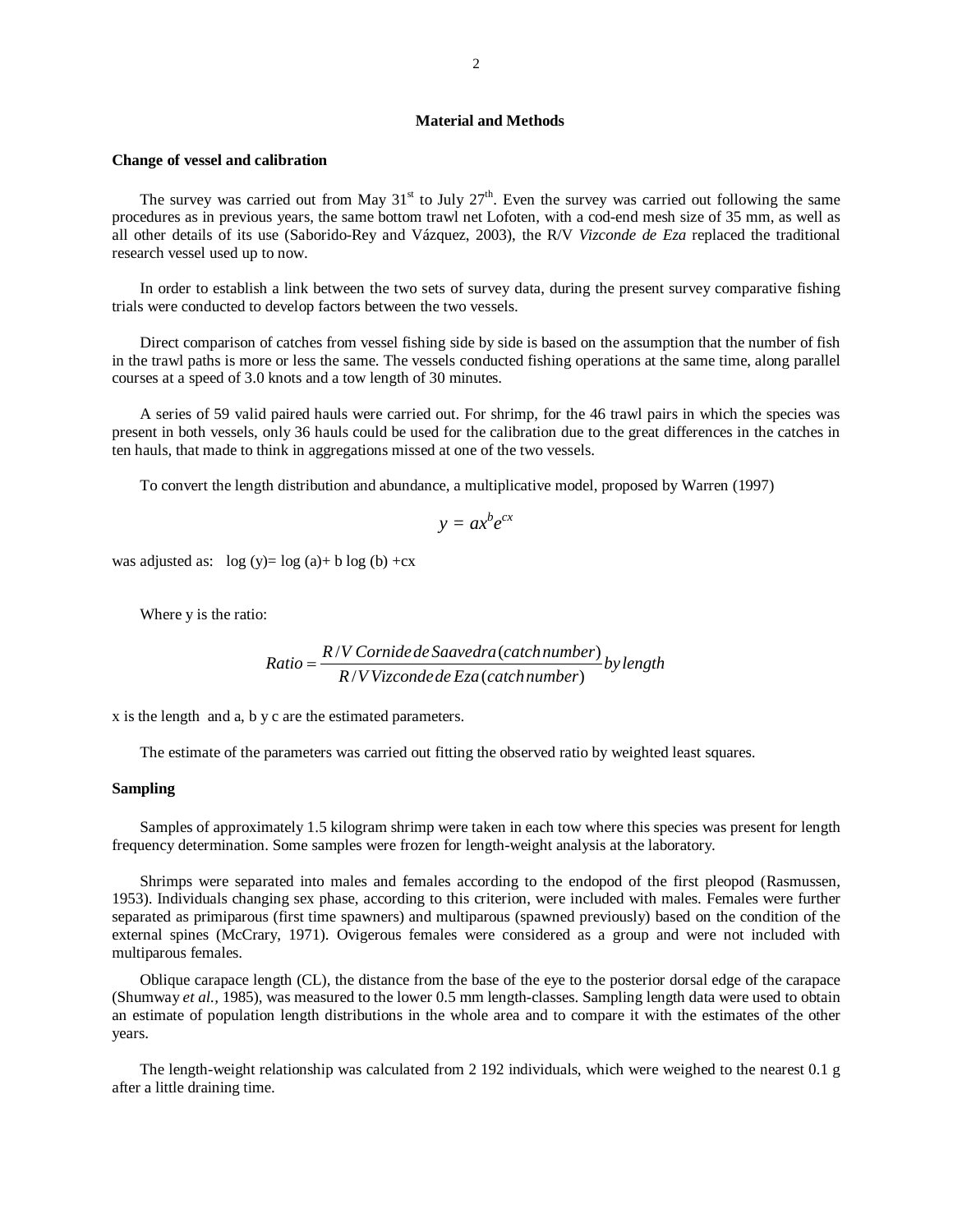## Material and Methods

### Change of vessel and calibration

The survey was carried out from May 31[st] to July 27[th]. Even the survey was carried out following the same procedures as in previous years, the same bottom trawl net Lofoten, with a cod-end mesh size of 35 mm, as well as all other details of its use (Saborido-Rey and Vázquez, 2003), the R/V *Vizconde de Eza* replaced the traditional research vessel used up to now.

In order to establish a link between the two sets of survey data, during the present survey comparative fishing trials were conducted to develop factors between the two vessels.

Direct comparison of catches from vessel fishing side by side is based on the assumption that the number of fish in the trawl paths is more or less the same. The vessels conducted fishing operations at the same time, along parallel courses at a speed of 3.0 knots and a tow length of 30 minutes.

A series of 59 valid paired hauls were carried out. For shrimp, for the 46 trawl pairs in which the species was present in both vessels, only 36 hauls could be used for the calibration due to the great differences in the catches in ten hauls, that made to think in aggregations missed at one of the two vessels.

To convert the length distribution and abundance, a multiplicative model, proposed by Warren (1997)

$$y = ax^b e^{cx}$$

was adjusted as: log (y)= log (a)+ b log (b) +cx

Where y is the ratio:

$$Ratio = \frac{R/V\,Cornide\,de\,Saavedra\,(catch\,number)}{R/V\,Vizconde\,de\,Eza\,(catch\,number)}\,by\,length$$

x is the length and a, b y c are the estimated parameters.

The estimate of the parameters was carried out fitting the observed ratio by weighted least squares.

### Sampling

Samples of approximately 1.5 kilogram shrimp were taken in each tow where this species was present for length frequency determination. Some samples were frozen for length-weight analysis at the laboratory.

Shrimps were separated into males and females according to the endopod of the first pleopod (Rasmussen, 1953). Individuals changing sex phase, according to this criterion, were included with males. Females were further separated as primiparous (first time spawners) and multiparous (spawned previously) based on the condition of the external spines (McCrary, 1971). Ovigerous females were considered as a group and were not included with multiparous females.

Oblique carapace length (CL), the distance from the base of the eye to the posterior dorsal edge of the carapace (Shumway *et al.*, 1985), was measured to the lower 0.5 mm length-classes. Sampling length data were used to obtain an estimate of population length distributions in the whole area and to compare it with the estimates of the other years.

The length-weight relationship was calculated from 2 192 individuals, which were weighed to the nearest 0.1 g after a little draining time.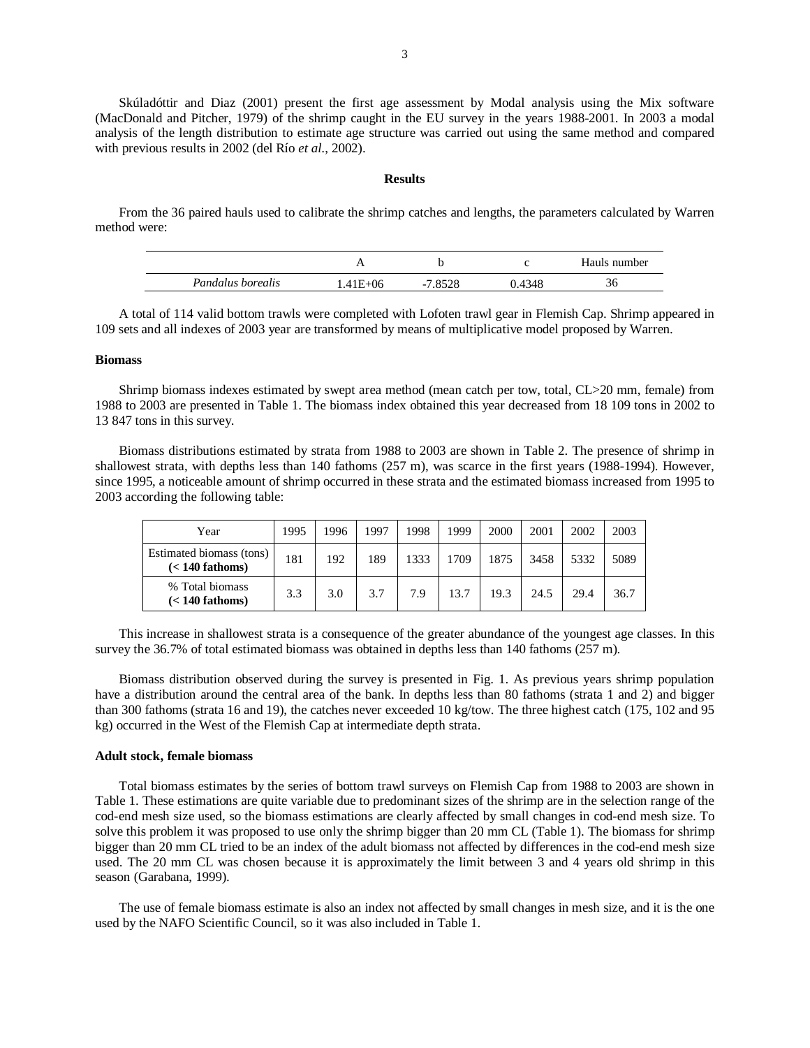Skúladóttir and Diaz (2001) present the first age assessment by Modal analysis using the Mix software (MacDonald and Pitcher, 1979) of the shrimp caught in the EU survey in the years 1988-2001. In 2003 a modal analysis of the length distribution to estimate age structure was carried out using the same method and compared with previous results in 2002 (del Río *et al*., 2002).

## Results

From the 36 paired hauls used to calibrate the shrimp catches and lengths, the parameters calculated by Warren method were:

| | A | b | c | Hauls number |
|---|---|---|---|---|
| *Pandalus borealis* | 1.41E+06 | -7.8528 | 0.4348 | 36 |

A total of 114 valid bottom trawls were completed with Lofoten trawl gear in Flemish Cap. Shrimp appeared in 109 sets and all indexes of 2003 year are transformed by means of multiplicative model proposed by Warren.

### Biomass

Shrimp biomass indexes estimated by swept area method (mean catch per tow, total, CL>20 mm, female) from 1988 to 2003 are presented in Table 1. The biomass index obtained this year decreased from 18 109 tons in 2002 to 13 847 tons in this survey.

Biomass distributions estimated by strata from 1988 to 2003 are shown in Table 2. The presence of shrimp in shallowest strata, with depths less than 140 fathoms (257 m), was scarce in the first years (1988-1994). However, since 1995, a noticeable amount of shrimp occurred in these strata and the estimated biomass increased from 1995 to 2003 according the following table:

| Year | 1995 | 1996 | 1997 | 1998 | 1999 | 2000 | 2001 | 2002 | 2003 |
|---|---|---|---|---|---|---|---|---|---|
| Estimated biomass (tons) **(< 140 fathoms)** | 181 | 192 | 189 | 1333 | 1709 | 1875 | 3458 | 5332 | 5089 |
| % Total biomass **(< 140 fathoms)** | 3.3 | 3.0 | 3.7 | 7.9 | 13.7 | 19.3 | 24.5 | 29.4 | 36.7 |

This increase in shallowest strata is a consequence of the greater abundance of the youngest age classes. In this survey the 36.7% of total estimated biomass was obtained in depths less than 140 fathoms (257 m).

Biomass distribution observed during the survey is presented in Fig. 1. As previous years shrimp population have a distribution around the central area of the bank. In depths less than 80 fathoms (strata 1 and 2) and bigger than 300 fathoms (strata 16 and 19), the catches never exceeded 10 kg/tow. The three highest catch (175, 102 and 95 kg) occurred in the West of the Flemish Cap at intermediate depth strata.

### Adult stock, female biomass

Total biomass estimates by the series of bottom trawl surveys on Flemish Cap from 1988 to 2003 are shown in Table 1. These estimations are quite variable due to predominant sizes of the shrimp are in the selection range of the cod-end mesh size used, so the biomass estimations are clearly affected by small changes in cod-end mesh size. To solve this problem it was proposed to use only the shrimp bigger than 20 mm CL (Table 1). The biomass for shrimp bigger than 20 mm CL tried to be an index of the adult biomass not affected by differences in the cod-end mesh size used. The 20 mm CL was chosen because it is approximately the limit between 3 and 4 years old shrimp in this season (Garabana, 1999).

The use of female biomass estimate is also an index not affected by small changes in mesh size, and it is the one used by the NAFO Scientific Council, so it was also included in Table 1.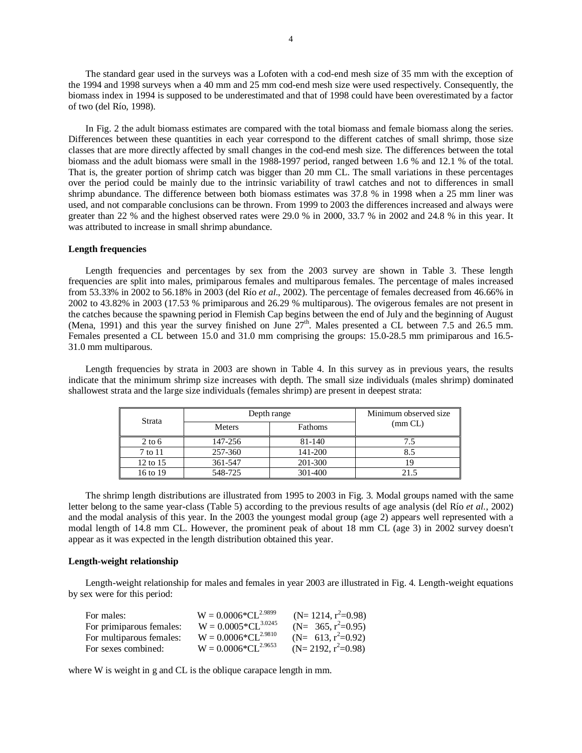The standard gear used in the surveys was a Lofoten with a cod-end mesh size of 35 mm with the exception of the 1994 and 1998 surveys when a 40 mm and 25 mm cod-end mesh size were used respectively. Consequently, the biomass index in 1994 is supposed to be underestimated and that of 1998 could have been overestimated by a factor of two (del Río, 1998).

In Fig. 2 the adult biomass estimates are compared with the total biomass and female biomass along the series. Differences between these quantities in each year correspond to the different catches of small shrimp, those size classes that are more directly affected by small changes in the cod-end mesh size. The differences between the total biomass and the adult biomass were small in the 1988-1997 period, ranged between 1.6 % and 12.1 % of the total. That is, the greater portion of shrimp catch was bigger than 20 mm CL. The small variations in these percentages over the period could be mainly due to the intrinsic variability of trawl catches and not to differences in small shrimp abundance. The difference between both biomass estimates was 37.8 % in 1998 when a 25 mm liner was used, and not comparable conclusions can be thrown. From 1999 to 2003 the differences increased and always were greater than 22 % and the highest observed rates were 29.0 % in 2000, 33.7 % in 2002 and 24.8 % in this year. It was attributed to increase in small shrimp abundance.

### Length frequencies

Length frequencies and percentages by sex from the 2003 survey are shown in Table 3. These length frequencies are split into males, primiparous females and multiparous females. The percentage of males increased from 53.33% in 2002 to 56.18% in 2003 (del Río *et al*., 2002). The percentage of females decreased from 46.66% in 2002 to 43.82% in 2003 (17.53 % primiparous and 26.29 % multiparous). The ovigerous females are not present in the catches because the spawning period in Flemish Cap begins between the end of July and the beginning of August (Mena, 1991) and this year the survey finished on June 27th. Males presented a CL between 7.5 and 26.5 mm. Females presented a CL between 15.0 and 31.0 mm comprising the groups: 15.0-28.5 mm primiparous and 16.5-31.0 mm multiparous.

Length frequencies by strata in 2003 are shown in Table 4. In this survey as in previous years, the results indicate that the minimum shrimp size increases with depth. The small size individuals (males shrimp) dominated shallowest strata and the large size individuals (females shrimp) are present in deepest strata:

| Strata | Depth range | | Minimum observed size (mm CL) |
|---|---|---|---|
| | Meters | Fathoms | |
| 2 to 6 | 147-256 | 81-140 | 7.5 |
| 7 to 11 | 257-360 | 141-200 | 8.5 |
| 12 to 15 | 361-547 | 201-300 | 19 |
| 16 to 19 | 548-725 | 301-400 | 21.5 |

The shrimp length distributions are illustrated from 1995 to 2003 in Fig. 3. Modal groups named with the same letter belong to the same year-class (Table 5) according to the previous results of age analysis (del Río *et al.*, 2002) and the modal analysis of this year. In the 2003 the youngest modal group (age 2) appears well represented with a modal length of 14.8 mm CL. However, the prominent peak of about 18 mm CL (age 3) in 2002 survey doesn't appear as it was expected in the length distribution obtained this year.

### Length-weight relationship

Length-weight relationship for males and females in year 2003 are illustrated in Fig. 4. Length-weight equations by sex were for this period:

For males: $W = 0.0006 \cdot CL^{2.9899}$ ($N = 1214$, $r^2 = 0.98$)
For primiparous females: $W = 0.0005 \cdot CL^{3.0245}$ ($N = 365$, $r^2 = 0.95$)
For multiparous females: $W = 0.0006 \cdot CL^{2.9810}$ ($N = 613$, $r^2 = 0.92$)
For sexes combined: $W = 0.0006 \cdot CL^{2.9653}$ ($N = 2192$, $r^2 = 0.98$)

where W is weight in g and CL is the oblique carapace length in mm.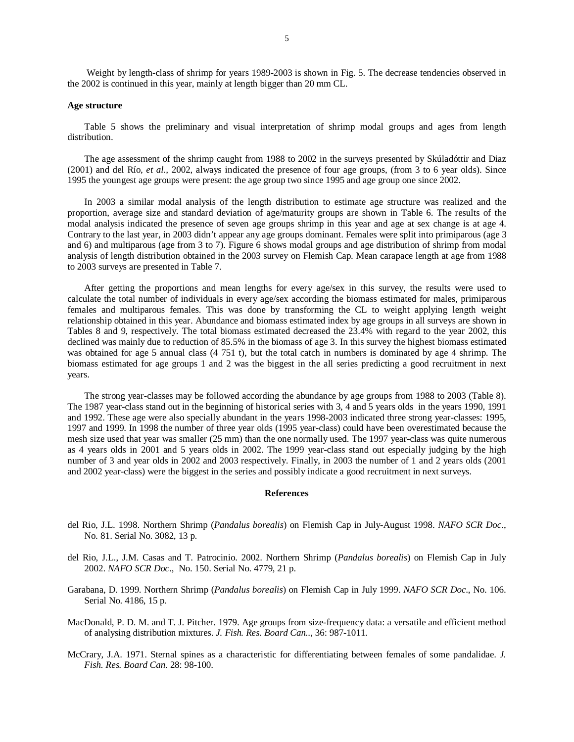Weight by length-class of shrimp for years 1989-2003 is shown in Fig. 5. The decrease tendencies observed in the 2002 is continued in this year, mainly at length bigger than 20 mm CL.

**Age structure**

Table 5 shows the preliminary and visual interpretation of shrimp modal groups and ages from length distribution.

The age assessment of the shrimp caught from 1988 to 2002 in the surveys presented by Skúladóttir and Diaz (2001) and del Río, *et al.*, 2002, always indicated the presence of four age groups, (from 3 to 6 year olds). Since 1995 the youngest age groups were present: the age group two since 1995 and age group one since 2002.

In 2003 a similar modal analysis of the length distribution to estimate age structure was realized and the proportion, average size and standard deviation of age/maturity groups are shown in Table 6. The results of the modal analysis indicated the presence of seven age groups shrimp in this year and age at sex change is at age 4. Contrary to the last year, in 2003 didn't appear any age groups dominant. Females were split into primiparous (age 3 and 6) and multiparous (age from 3 to 7). Figure 6 shows modal groups and age distribution of shrimp from modal analysis of length distribution obtained in the 2003 survey on Flemish Cap. Mean carapace length at age from 1988 to 2003 surveys are presented in Table 7.

After getting the proportions and mean lengths for every age/sex in this survey, the results were used to calculate the total number of individuals in every age/sex according the biomass estimated for males, primiparous females and multiparous females. This was done by transforming the CL to weight applying length weight relationship obtained in this year. Abundance and biomass estimated index by age groups in all surveys are shown in Tables 8 and 9, respectively. The total biomass estimated decreased the 23.4% with regard to the year 2002, this declined was mainly due to reduction of 85.5% in the biomass of age 3. In this survey the highest biomass estimated was obtained for age 5 annual class (4 751 t), but the total catch in numbers is dominated by age 4 shrimp. The biomass estimated for age groups 1 and 2 was the biggest in the all series predicting a good recruitment in next years.

The strong year-classes may be followed according the abundance by age groups from 1988 to 2003 (Table 8). The 1987 year-class stand out in the beginning of historical series with 3, 4 and 5 years olds in the years 1990, 1991 and 1992. These age were also specially abundant in the years 1998-2003 indicated three strong year-classes: 1995, 1997 and 1999. In 1998 the number of three year olds (1995 year-class) could have been overestimated because the mesh size used that year was smaller (25 mm) than the one normally used. The 1997 year-class was quite numerous as 4 years olds in 2001 and 5 years olds in 2002. The 1999 year-class stand out especially judging by the high number of 3 and year olds in 2002 and 2003 respectively. Finally, in 2003 the number of 1 and 2 years olds (2001 and 2002 year-class) were the biggest in the series and possibly indicate a good recruitment in next surveys.

## References

del Rio, J.L. 1998. Northern Shrimp (*Pandalus borealis*) on Flemish Cap in July-August 1998. *NAFO SCR Doc*., No. 81. Serial No. 3082, 13 p.

del Rio, J.L., J.M. Casas and T. Patrocinio. 2002. Northern Shrimp (*Pandalus borealis*) on Flemish Cap in July 2002. *NAFO SCR Doc*., No. 150. Serial No. 4779, 21 p.

Garabana, D. 1999. Northern Shrimp (*Pandalus borealis*) on Flemish Cap in July 1999. *NAFO SCR Doc*., No. 106. Serial No. 4186, 15 p.

MacDonald, P. D. M. and T. J. Pitcher. 1979. Age groups from size-frequency data: a versatile and efficient method of analysing distribution mixtures. *J. Fish. Res. Board Can.*., 36: 987-1011.

McCrary, J.A. 1971. Sternal spines as a characteristic for differentiating between females of some pandalidae. *J. Fish. Res. Board Can.* 28: 98-100.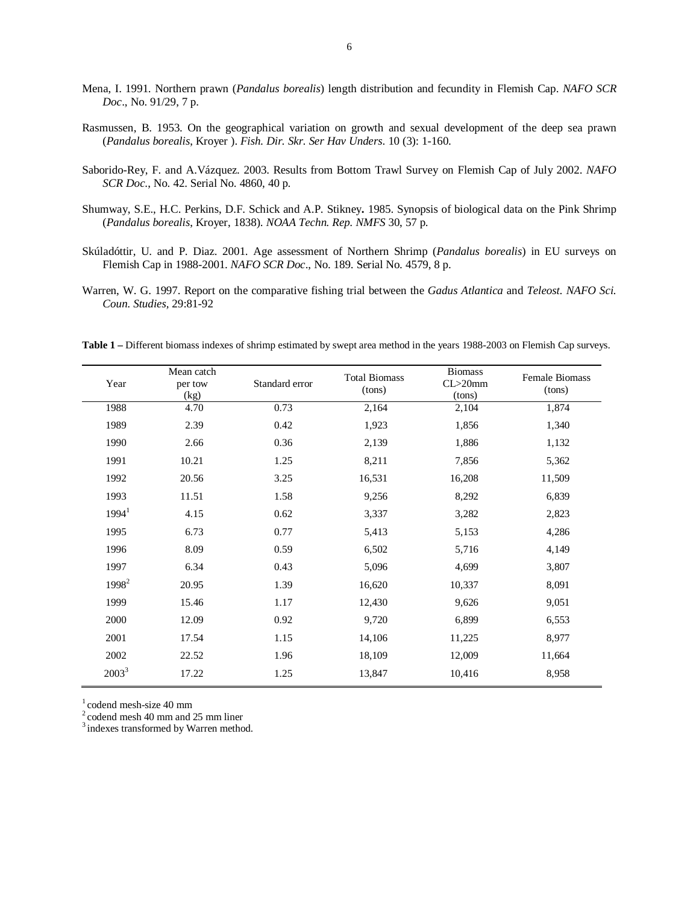Mena, I. 1991. Northern prawn (*Pandalus borealis*) length distribution and fecundity in Flemish Cap. *NAFO SCR Doc*., No. 91/29, 7 p.

Rasmussen, B. 1953. On the geographical variation on growth and sexual development of the deep sea prawn (*Pandalus borealis*, Kroyer ). *Fish. Dir. Skr. Ser Hav Unders*. 10 (3): 1-160.

Saborido-Rey, F. and A.Vázquez. 2003. Results from Bottom Trawl Survey on Flemish Cap of July 2002. *NAFO SCR Doc.*, No. 42. Serial No. 4860, 40 p.

Shumway, S.E., H.C. Perkins, D.F. Schick and A.P. Stikney**.** 1985. Synopsis of biological data on the Pink Shrimp (*Pandalus borealis*, Kroyer, 1838). *NOAA Techn. Rep. NMFS* 30, 57 p.

Skúladóttir, U. and P. Diaz. 2001. Age assessment of Northern Shrimp (*Pandalus borealis*) in EU surveys on Flemish Cap in 1988-2001. *NAFO SCR Doc*., No. 189. Serial No. 4579, 8 p.

Warren, W. G. 1997. Report on the comparative fishing trial between the *Gadus Atlantica* and *Teleost*. *NAFO Sci. Coun. Studies*, 29:81-92

**Table 1 –** Different biomass indexes of shrimp estimated by swept area method in the years 1988-2003 on Flemish Cap surveys.

| Year | Mean catch per tow (kg) | Standard error | Total Biomass (tons) | Biomass CL>20mm (tons) | Female Biomass (tons) |
|---|---|---|---|---|---|
| 1988 | 4.70 | 0.73 | 2,164 | 2,104 | 1,874 |
| 1989 | 2.39 | 0.42 | 1,923 | 1,856 | 1,340 |
| 1990 | 2.66 | 0.36 | 2,139 | 1,886 | 1,132 |
| 1991 | 10.21 | 1.25 | 8,211 | 7,856 | 5,362 |
| 1992 | 20.56 | 3.25 | 16,531 | 16,208 | 11,509 |
| 1993 | 11.51 | 1.58 | 9,256 | 8,292 | 6,839 |
| 1994[1] | 4.15 | 0.62 | 3,337 | 3,282 | 2,823 |
| 1995 | 6.73 | 0.77 | 5,413 | 5,153 | 4,286 |
| 1996 | 8.09 | 0.59 | 6,502 | 5,716 | 4,149 |
| 1997 | 6.34 | 0.43 | 5,096 | 4,699 | 3,807 |
| 1998[2] | 20.95 | 1.39 | 16,620 | 10,337 | 8,091 |
| 1999 | 15.46 | 1.17 | 12,430 | 9,626 | 9,051 |
| 2000 | 12.09 | 0.92 | 9,720 | 6,899 | 6,553 |
| 2001 | 17.54 | 1.15 | 14,106 | 11,225 | 8,977 |
| 2002 | 22.52 | 1.96 | 18,109 | 12,009 | 11,664 |
| 2003[3] | 17.22 | 1.25 | 13,847 | 10,416 | 8,958 |

[1] codend mesh-size 40 mm
[2] codend mesh 40 mm and 25 mm liner
[3] indexes transformed by Warren method.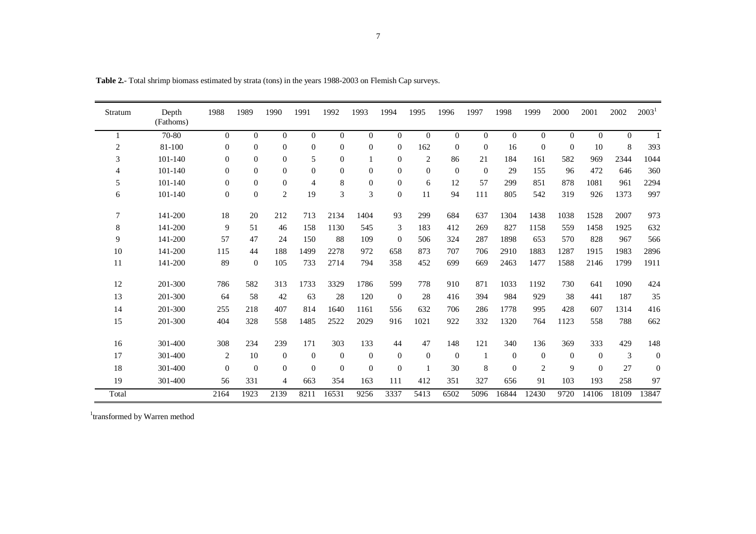**Table 2.**- Total shrimp biomass estimated by strata (tons) in the years 1988-2003 on Flemish Cap surveys.

| Stratum | Depth (Fathoms) | 1988 | 1989 | 1990 | 1991 | 1992 | 1993 | 1994 | 1995 | 1996 | 1997 | 1998 | 1999 | 2000 | 2001 | 2002 | 2003[1] |
|---|---|---|---|---|---|---|---|---|---|---|---|---|---|---|---|---|---|
| 1 | 70-80 | 0 | 0 | 0 | 0 | 0 | 0 | 0 | 0 | 0 | 0 | 0 | 0 | 0 | 0 | 0 | 1 |
| 2 | 81-100 | 0 | 0 | 0 | 0 | 0 | 0 | 0 | 162 | 0 | 0 | 16 | 0 | 0 | 10 | 8 | 393 |
| 3 | 101-140 | 0 | 0 | 0 | 5 | 0 | 1 | 0 | 2 | 86 | 21 | 184 | 161 | 582 | 969 | 2344 | 1044 |
| 4 | 101-140 | 0 | 0 | 0 | 0 | 0 | 0 | 0 | 0 | 0 | 0 | 29 | 155 | 96 | 472 | 646 | 360 |
| 5 | 101-140 | 0 | 0 | 0 | 4 | 8 | 0 | 0 | 6 | 12 | 57 | 299 | 851 | 878 | 1081 | 961 | 2294 |
| 6 | 101-140 | 0 | 0 | 2 | 19 | 3 | 3 | 0 | 11 | 94 | 111 | 805 | 542 | 319 | 926 | 1373 | 997 |
| 7 | 141-200 | 18 | 20 | 212 | 713 | 2134 | 1404 | 93 | 299 | 684 | 637 | 1304 | 1438 | 1038 | 1528 | 2007 | 973 |
| 8 | 141-200 | 9 | 51 | 46 | 158 | 1130 | 545 | 3 | 183 | 412 | 269 | 827 | 1158 | 559 | 1458 | 1925 | 632 |
| 9 | 141-200 | 57 | 47 | 24 | 150 | 88 | 109 | 0 | 506 | 324 | 287 | 1898 | 653 | 570 | 828 | 967 | 566 |
| 10 | 141-200 | 115 | 44 | 188 | 1499 | 2278 | 972 | 658 | 873 | 707 | 706 | 2910 | 1883 | 1287 | 1915 | 1983 | 2896 |
| 11 | 141-200 | 89 | 0 | 105 | 733 | 2714 | 794 | 358 | 452 | 699 | 669 | 2463 | 1477 | 1588 | 2146 | 1799 | 1911 |
| 12 | 201-300 | 786 | 582 | 313 | 1733 | 3329 | 1786 | 599 | 778 | 910 | 871 | 1033 | 1192 | 730 | 641 | 1090 | 424 |
| 13 | 201-300 | 64 | 58 | 42 | 63 | 28 | 120 | 0 | 28 | 416 | 394 | 984 | 929 | 38 | 441 | 187 | 35 |
| 14 | 201-300 | 255 | 218 | 407 | 814 | 1640 | 1161 | 556 | 632 | 706 | 286 | 1778 | 995 | 428 | 607 | 1314 | 416 |
| 15 | 201-300 | 404 | 328 | 558 | 1485 | 2522 | 2029 | 916 | 1021 | 922 | 332 | 1320 | 764 | 1123 | 558 | 788 | 662 |
| 16 | 301-400 | 308 | 234 | 239 | 171 | 303 | 133 | 44 | 47 | 148 | 121 | 340 | 136 | 369 | 333 | 429 | 148 |
| 17 | 301-400 | 2 | 10 | 0 | 0 | 0 | 0 | 0 | 0 | 0 | 1 | 0 | 0 | 0 | 0 | 3 | 0 |
| 18 | 301-400 | 0 | 0 | 0 | 0 | 0 | 0 | 0 | 1 | 30 | 8 | 0 | 2 | 9 | 0 | 27 | 0 |
| 19 | 301-400 | 56 | 331 | 4 | 663 | 354 | 163 | 111 | 412 | 351 | 327 | 656 | 91 | 103 | 193 | 258 | 97 |
| Total | | 2164 | 1923 | 2139 | 8211 | 16531 | 9256 | 3337 | 5413 | 6502 | 5096 | 16844 | 12430 | 9720 | 14106 | 18109 | 13847 |

[1]transformed by Warren method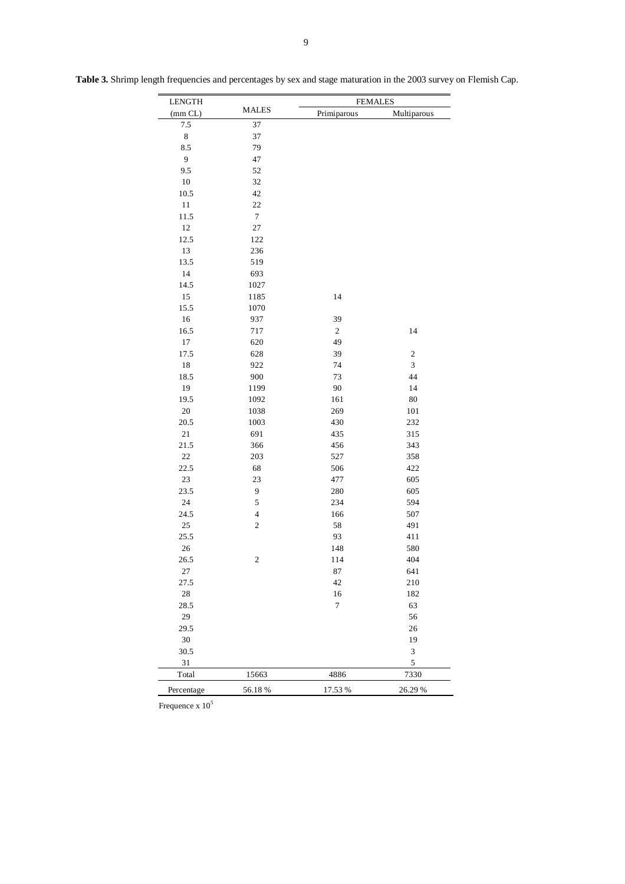**Table 3.** Shrimp length frequencies and percentages by sex and stage maturation in the 2003 survey on Flemish Cap.

| LENGTH (mm CL) | MALES | FEMALES | |
|---|---|---|---|
| | | Primiparous | Multiparous |
| 7.5 | 37 | | |
| 8 | 37 | | |
| 8.5 | 79 | | |
| 9 | 47 | | |
| 9.5 | 52 | | |
| 10 | 32 | | |
| 10.5 | 42 | | |
| 11 | 22 | | |
| 11.5 | 7 | | |
| 12 | 27 | | |
| 12.5 | 122 | | |
| 13 | 236 | | |
| 13.5 | 519 | | |
| 14 | 693 | | |
| 14.5 | 1027 | | |
| 15 | 1185 | 14 | |
| 15.5 | 1070 | | |
| 16 | 937 | 39 | |
| 16.5 | 717 | 2 | 14 |
| 17 | 620 | 49 | |
| 17.5 | 628 | 39 | 2 |
| 18 | 922 | 74 | 3 |
| 18.5 | 900 | 73 | 44 |
| 19 | 1199 | 90 | 14 |
| 19.5 | 1092 | 161 | 80 |
| 20 | 1038 | 269 | 101 |
| 20.5 | 1003 | 430 | 232 |
| 21 | 691 | 435 | 315 |
| 21.5 | 366 | 456 | 343 |
| 22 | 203 | 527 | 358 |
| 22.5 | 68 | 506 | 422 |
| 23 | 23 | 477 | 605 |
| 23.5 | 9 | 280 | 605 |
| 24 | 5 | 234 | 594 |
| 24.5 | 4 | 166 | 507 |
| 25 | 2 | 58 | 491 |
| 25.5 | | 93 | 411 |
| 26 | | 148 | 580 |
| 26.5 | 2 | 114 | 404 |
| 27 | | 87 | 641 |
| 27.5 | | 42 | 210 |
| 28 | | 16 | 182 |
| 28.5 | | 7 | 63 |
| 29 | | | 56 |
| 29.5 | | | 26 |
| 30 | | | 19 |
| 30.5 | | | 3 |
| 31 | | | 5 |
| Total | 15663 | 4886 | 7330 |
| Percentage | 56.18 % | 17.53 % | 26.29 % |

Frequence x $10^5$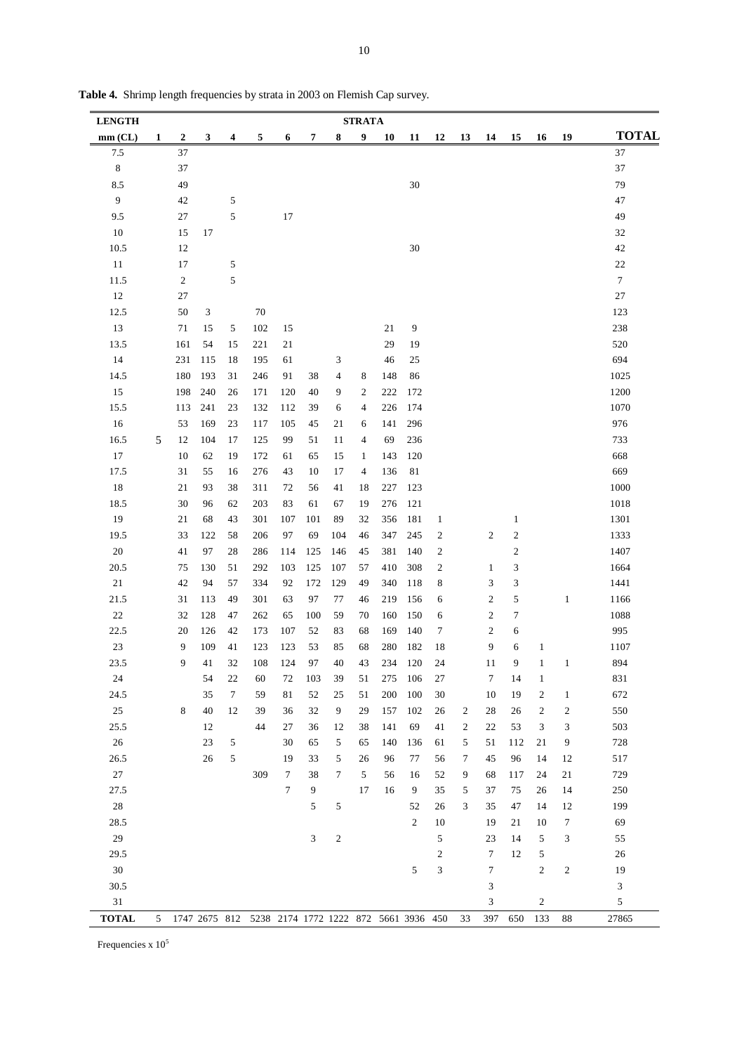**Table 4.** Shrimp length frequencies by strata in 2003 on Flemish Cap survey.

| LENGTH | STRATA | | | | | | | | | | | | | | | | | |
|---|---|---|---|---|---|---|---|---|---|---|---|---|---|---|---|---|---|---|
| mm (CL) | 1 | 2 | 3 | 4 | 5 | 6 | 7 | 8 | 9 | 10 | 11 | 12 | 13 | 14 | 15 | 16 | 19 | TOTAL |
| 7.5 | | 37 | | | | | | | | | | | | | | | | 37 |
| 8 | | 37 | | | | | | | | | | | | | | | | 37 |
| 8.5 | | 49 | | | | | | | | | 30 | | | | | | | 79 |
| 9 | | 42 | | 5 | | | | | | | | | | | | | | 47 |
| 9.5 | | 27 | | 5 | | 17 | | | | | | | | | | | | 49 |
| 10 | | 15 | 17 | | | | | | | | | | | | | | | 32 |
| 10.5 | | 12 | | | | | | | | | 30 | | | | | | | 42 |
| 11 | | 17 | | 5 | | | | | | | | | | | | | | 22 |
| 11.5 | | 2 | | 5 | | | | | | | | | | | | | | 7 |
| 12 | | 27 | | | | | | | | | | | | | | | | 27 |
| 12.5 | | 50 | 3 | | 70 | | | | | | | | | | | | | 123 |
| 13 | | 71 | 15 | 5 | 102 | 15 | | | | 21 | 9 | | | | | | | 238 |
| 13.5 | | 161 | 54 | 15 | 221 | 21 | | | | 29 | 19 | | | | | | | 520 |
| 14 | | 231 | 115 | 18 | 195 | 61 | | 3 | | 46 | 25 | | | | | | | 694 |
| 14.5 | | 180 | 193 | 31 | 246 | 91 | 38 | 4 | 8 | 148 | 86 | | | | | | | 1025 |
| 15 | | 198 | 240 | 26 | 171 | 120 | 40 | 9 | 2 | 222 | 172 | | | | | | | 1200 |
| 15.5 | | 113 | 241 | 23 | 132 | 112 | 39 | 6 | 4 | 226 | 174 | | | | | | | 1070 |
| 16 | | 53 | 169 | 23 | 117 | 105 | 45 | 21 | 6 | 141 | 296 | | | | | | | 976 |
| 16.5 | 5 | 12 | 104 | 17 | 125 | 99 | 51 | 11 | 4 | 69 | 236 | | | | | | | 733 |
| 17 | | 10 | 62 | 19 | 172 | 61 | 65 | 15 | 1 | 143 | 120 | | | | | | | 668 |
| 17.5 | | 31 | 55 | 16 | 276 | 43 | 10 | 17 | 4 | 136 | 81 | | | | | | | 669 |
| 18 | | 21 | 93 | 38 | 311 | 72 | 56 | 41 | 18 | 227 | 123 | | | | | | | 1000 |
| 18.5 | | 30 | 96 | 62 | 203 | 83 | 61 | 67 | 19 | 276 | 121 | | | | | | | 1018 |
| 19 | | 21 | 68 | 43 | 301 | 107 | 101 | 89 | 32 | 356 | 181 | 1 | | | 1 | | | 1301 |
| 19.5 | | 33 | 122 | 58 | 206 | 97 | 69 | 104 | 46 | 347 | 245 | 2 | | 2 | 2 | | | 1333 |
| 20 | | 41 | 97 | 28 | 286 | 114 | 125 | 146 | 45 | 381 | 140 | 2 | | | 2 | | | 1407 |
| 20.5 | | 75 | 130 | 51 | 292 | 103 | 125 | 107 | 57 | 410 | 308 | 2 | | 1 | 3 | | | 1664 |
| 21 | | 42 | 94 | 57 | 334 | 92 | 172 | 129 | 49 | 340 | 118 | 8 | | 3 | 3 | | | 1441 |
| 21.5 | | 31 | 113 | 49 | 301 | 63 | 97 | 77 | 46 | 219 | 156 | 6 | | 2 | 5 | | 1 | 1166 |
| 22 | | 32 | 128 | 47 | 262 | 65 | 100 | 59 | 70 | 160 | 150 | 6 | | 2 | 7 | | | 1088 |
| 22.5 | | 20 | 126 | 42 | 173 | 107 | 52 | 83 | 68 | 169 | 140 | 7 | | 2 | 6 | | | 995 |
| 23 | | 9 | 109 | 41 | 123 | 123 | 53 | 85 | 68 | 280 | 182 | 18 | | 9 | 6 | 1 | | 1107 |
| 23.5 | | 9 | 41 | 32 | 108 | 124 | 97 | 40 | 43 | 234 | 120 | 24 | | 11 | 9 | 1 | 1 | 894 |
| 24 | | | 54 | 22 | 60 | 72 | 103 | 39 | 51 | 275 | 106 | 27 | | 7 | 14 | 1 | | 831 |
| 24.5 | | | 35 | 7 | 59 | 81 | 52 | 25 | 51 | 200 | 100 | 30 | | 10 | 19 | 2 | 1 | 672 |
| 25 | | 8 | 40 | 12 | 39 | 36 | 32 | 9 | 29 | 157 | 102 | 26 | 2 | 28 | 26 | 2 | 2 | 550 |
| 25.5 | | | 12 | | 44 | 27 | 36 | 12 | 38 | 141 | 69 | 41 | 2 | 22 | 53 | 3 | 3 | 503 |
| 26 | | | 23 | 5 | | 30 | 65 | 5 | 65 | 140 | 136 | 61 | 5 | 51 | 112 | 21 | 9 | 728 |
| 26.5 | | | 26 | 5 | | 19 | 33 | 5 | 26 | 96 | 77 | 56 | 7 | 45 | 96 | 14 | 12 | 517 |
| 27 | | | | | 309 | 7 | 38 | 7 | 5 | 56 | 16 | 52 | 9 | 68 | 117 | 24 | 21 | 729 |
| 27.5 | | | | | | 7 | 9 | | 17 | 16 | 9 | 35 | 5 | 37 | 75 | 26 | 14 | 250 |
| 28 | | | | | | | 5 | 5 | | | 52 | 26 | 3 | 35 | 47 | 14 | 12 | 199 |
| 28.5 | | | | | | | | | | | 2 | 10 | | 19 | 21 | 10 | 7 | 69 |
| 29 | | | | | | | 3 | 2 | | | | 5 | | 23 | 14 | 5 | 3 | 55 |
| 29.5 | | | | | | | | | | | | 2 | | 7 | 12 | 5 | | 26 |
| 30 | | | | | | | | | | | 5 | 3 | | 7 | | 2 | 2 | 19 |
| 30.5 | | | | | | | | | | | | | | 3 | | | | 3 |
| 31 | | | | | | | | | | | | | | 3 | | 2 | | 5 |
| TOTAL | 5 | 1747 | 2675 | 812 | 5238 | 2174 | 1772 | 1222 | 872 | 5661 | 3936 | 450 | 33 | 397 | 650 | 133 | 88 | 27865 |

Frequencies x $10^5$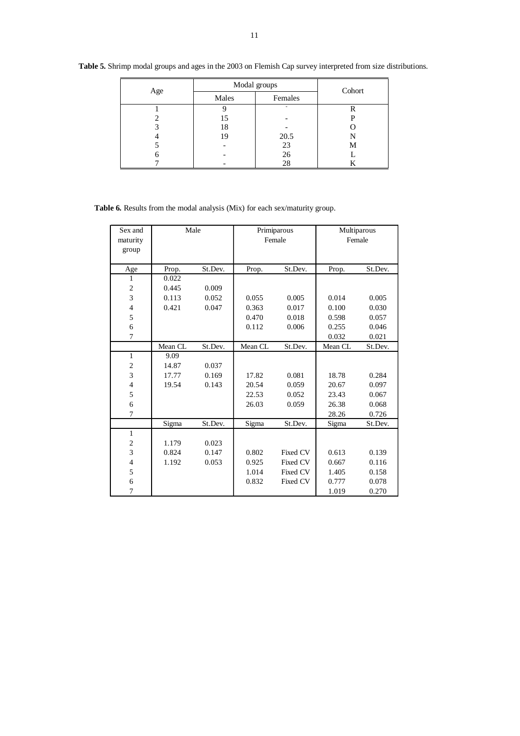**Table 5.** Shrimp modal groups and ages in the 2003 on Flemish Cap survey interpreted from size distributions.

| Age | Modal groups | | Cohort |
|---|---|---|---|
| | Males | Females | |
| 1 | 9 | - | R |
| 2 | 15 | - | P |
| 3 | 18 | - | O |
| 4 | 19 | 20.5 | N |
| 5 | - | 23 | M |
| 6 | - | 26 | L |
| 7 | - | 28 | K |

**Table 6.** Results from the modal analysis (Mix) for each sex/maturity group.

| Sex and maturity group | Male | | Primiparous Female | | Multiparous Female | |
|---|---|---|---|---|---|---|
| Age | Prop. | St.Dev. | Prop. | St.Dev. | Prop. | St.Dev. |
| 1 | 0.022 | | | | | |
| 2 | 0.445 | 0.009 | | | | |
| 3 | 0.113 | 0.052 | 0.055 | 0.005 | 0.014 | 0.005 |
| 4 | 0.421 | 0.047 | 0.363 | 0.017 | 0.100 | 0.030 |
| 5 | | | 0.470 | 0.018 | 0.598 | 0.057 |
| 6 | | | 0.112 | 0.006 | 0.255 | 0.046 |
| 7 | | | | | 0.032 | 0.021 |
| | Mean CL | St.Dev. | Mean CL | St.Dev. | Mean CL | St.Dev. |
| 1 | 9.09 | | | | | |
| 2 | 14.87 | 0.037 | | | | |
| 3 | 17.77 | 0.169 | 17.82 | 0.081 | 18.78 | 0.284 |
| 4 | 19.54 | 0.143 | 20.54 | 0.059 | 20.67 | 0.097 |
| 5 | | | 22.53 | 0.052 | 23.43 | 0.067 |
| 6 | | | 26.03 | 0.059 | 26.38 | 0.068 |
| 7 | | | | | 28.26 | 0.726 |
| | Sigma | St.Dev. | Sigma | St.Dev. | Sigma | St.Dev. |
| 1 | | | | | | |
| 2 | 1.179 | 0.023 | | | | |
| 3 | 0.824 | 0.147 | 0.802 | Fixed CV | 0.613 | 0.139 |
| 4 | 1.192 | 0.053 | 0.925 | Fixed CV | 0.667 | 0.116 |
| 5 | | | 1.014 | Fixed CV | 1.405 | 0.158 |
| 6 | | | 0.832 | Fixed CV | 0.777 | 0.078 |
| 7 | | | | | 1.019 | 0.270 |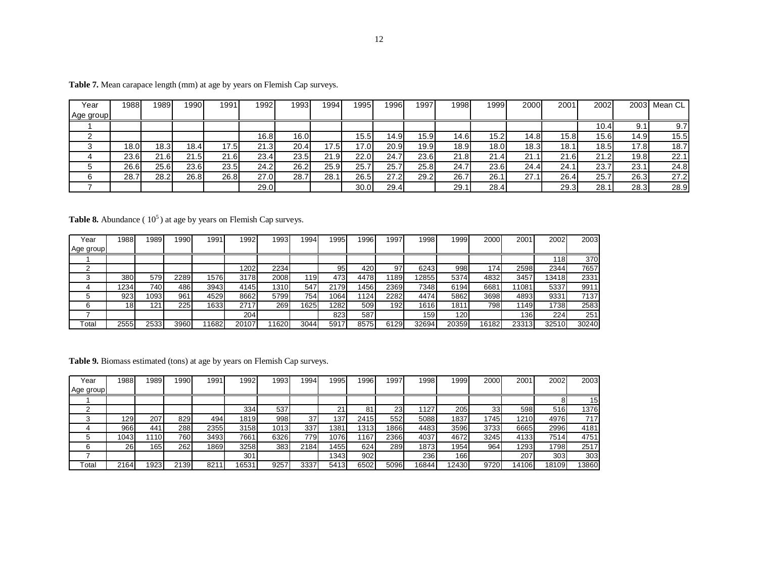**Table 7.** Mean carapace length (mm) at age by years on Flemish Cap surveys.

| Year / Age group | 1988 | 1989 | 1990 | 1991 | 1992 | 1993 | 1994 | 1995 | 1996 | 1997 | 1998 | 1999 | 2000 | 2001 | 2002 | 2003 | Mean CL |
|---|---|---|---|---|---|---|---|---|---|---|---|---|---|---|---|---|---|
| 1 | | | | | | | | | | | | | | | 10.4 | 9.1 | 9.7 |
| 2 | | | | | 16.8 | 16.0 | | 15.5 | 14.9 | 15.9 | 14.6 | 15.2 | 14.8 | 15.8 | 15.6 | 14.9 | 15.5 |
| 3 | 18.0 | 18.3 | 18.4 | 17.5 | 21.3 | 20.4 | 17.5 | 17.0 | 20.9 | 19.9 | 18.9 | 18.0 | 18.3 | 18.1 | 18.5 | 17.8 | 18.7 |
| 4 | 23.6 | 21.6 | 21.5 | 21.6 | 23.4 | 23.5 | 21.9 | 22.0 | 24.7 | 23.6 | 21.8 | 21.4 | 21.1 | 21.6 | 21.2 | 19.8 | 22.1 |
| 5 | 26.6 | 25.6 | 23.6 | 23.5 | 24.2 | 26.2 | 25.9 | 25.7 | 25.7 | 25.8 | 24.7 | 23.6 | 24.4 | 24.1 | 23.7 | 23.1 | 24.8 |
| 6 | 28.7 | 28.2 | 26.8 | 26.8 | 27.0 | 28.7 | 28.1 | 26.5 | 27.2 | 29.2 | 26.7 | 26.1 | 27.1 | 26.4 | 25.7 | 26.3 | 27.2 |
| 7 | | | | | 29.0 | | | 30.0 | 29.4 | | 29.1 | 28.4 | | 29.3 | 28.1 | 28.3 | 28.9 |

**Table 8.** Abundance ( $10^5$ ) at age by years on Flemish Cap surveys.

| Year / Age group | 1988 | 1989 | 1990 | 1991 | 1992 | 1993 | 1994 | 1995 | 1996 | 1997 | 1998 | 1999 | 2000 | 2001 | 2002 | 2003 |
|---|---|---|---|---|---|---|---|---|---|---|---|---|---|---|---|---|
| 1 | | | | | | | | | | | | | | | 118 | 370 |
| 2 | | | | | 1202 | 2234 | | 95 | 420 | 97 | 6243 | 998 | 174 | 2598 | 2344 | 7657 |
| 3 | 380 | 579 | 2289 | 1576 | 3178 | 2008 | 119 | 473 | 4478 | 1189 | 12855 | 5374 | 4832 | 3457 | 13418 | 2331 |
| 4 | 1234 | 740 | 486 | 3943 | 4145 | 1310 | 547 | 2179 | 1456 | 2369 | 7348 | 6194 | 6681 | 11081 | 5337 | 9911 |
| 5 | 923 | 1093 | 961 | 4529 | 8662 | 5799 | 754 | 1064 | 1124 | 2282 | 4474 | 5862 | 3698 | 4893 | 9331 | 7137 |
| 6 | 18 | 121 | 225 | 1633 | 2717 | 269 | 1625 | 1282 | 509 | 192 | 1616 | 1811 | 798 | 1149 | 1738 | 2583 |
| 7 | | | | | 204 | | | 823 | 587 | | 159 | 120 | | 136 | 224 | 251 |
| Total | 2555 | 2533 | 3960 | 11682 | 20107 | 11620 | 3044 | 5917 | 8575 | 6129 | 32694 | 20359 | 16182 | 23313 | 32510 | 30240 |

**Table 9.** Biomass estimated (tons) at age by years on Flemish Cap surveys.

| Year / Age group | 1988 | 1989 | 1990 | 1991 | 1992 | 1993 | 1994 | 1995 | 1996 | 1997 | 1998 | 1999 | 2000 | 2001 | 2002 | 2003 |
|---|---|---|---|---|---|---|---|---|---|---|---|---|---|---|---|---|
| 1 | | | | | | | | | | | | | | | 8 | 15 |
| 2 | | | | | 334 | 537 | | 21 | 81 | 23 | 1127 | 205 | 33 | 598 | 516 | 1376 |
| 3 | 129 | 207 | 829 | 494 | 1819 | 998 | 37 | 137 | 2415 | 552 | 5088 | 1837 | 1745 | 1210 | 4976 | 717 |
| 4 | 966 | 441 | 288 | 2355 | 3158 | 1013 | 337 | 1381 | 1313 | 1866 | 4483 | 3596 | 3733 | 6665 | 2996 | 4181 |
| 5 | 1043 | 1110 | 760 | 3493 | 7661 | 6326 | 779 | 1076 | 1167 | 2366 | 4037 | 4672 | 3245 | 4133 | 7514 | 4751 |
| 6 | 26 | 165 | 262 | 1869 | 3258 | 383 | 2184 | 1455 | 624 | 289 | 1873 | 1954 | 964 | 1293 | 1798 | 2517 |
| 7 | | | | | 301 | | | 1343 | 902 | | 236 | 166 | | 207 | 303 | 303 |
| Total | 2164 | 1923 | 2139 | 8211 | 16531 | 9257 | 3337 | 5413 | 6502 | 5096 | 16844 | 12430 | 9720 | 14106 | 18109 | 13860 |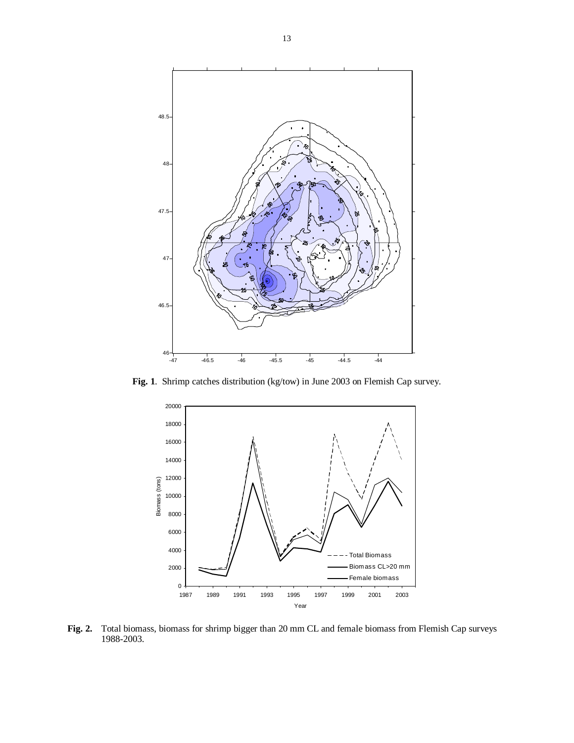**Fig. 1**. Shrimp catches distribution (kg/tow) in June 2003 on Flemish Cap survey.

**Fig. 2.** Total biomass, biomass for shrimp bigger than 20 mm CL and female biomass from Flemish Cap surveys 1988-2003.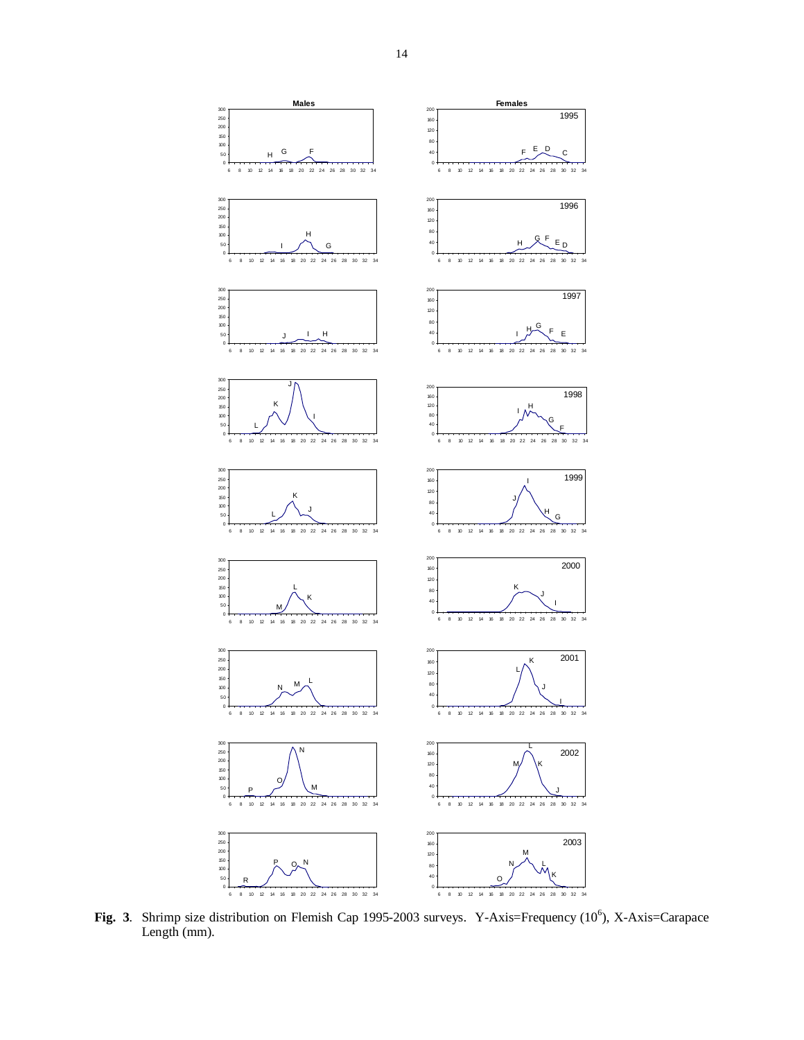**Fig. 3**. Shrimp size distribution on Flemish Cap 1995-2003 surveys. Y-Axis=Frequency ($10^6$), X-Axis=Carapace Length (mm).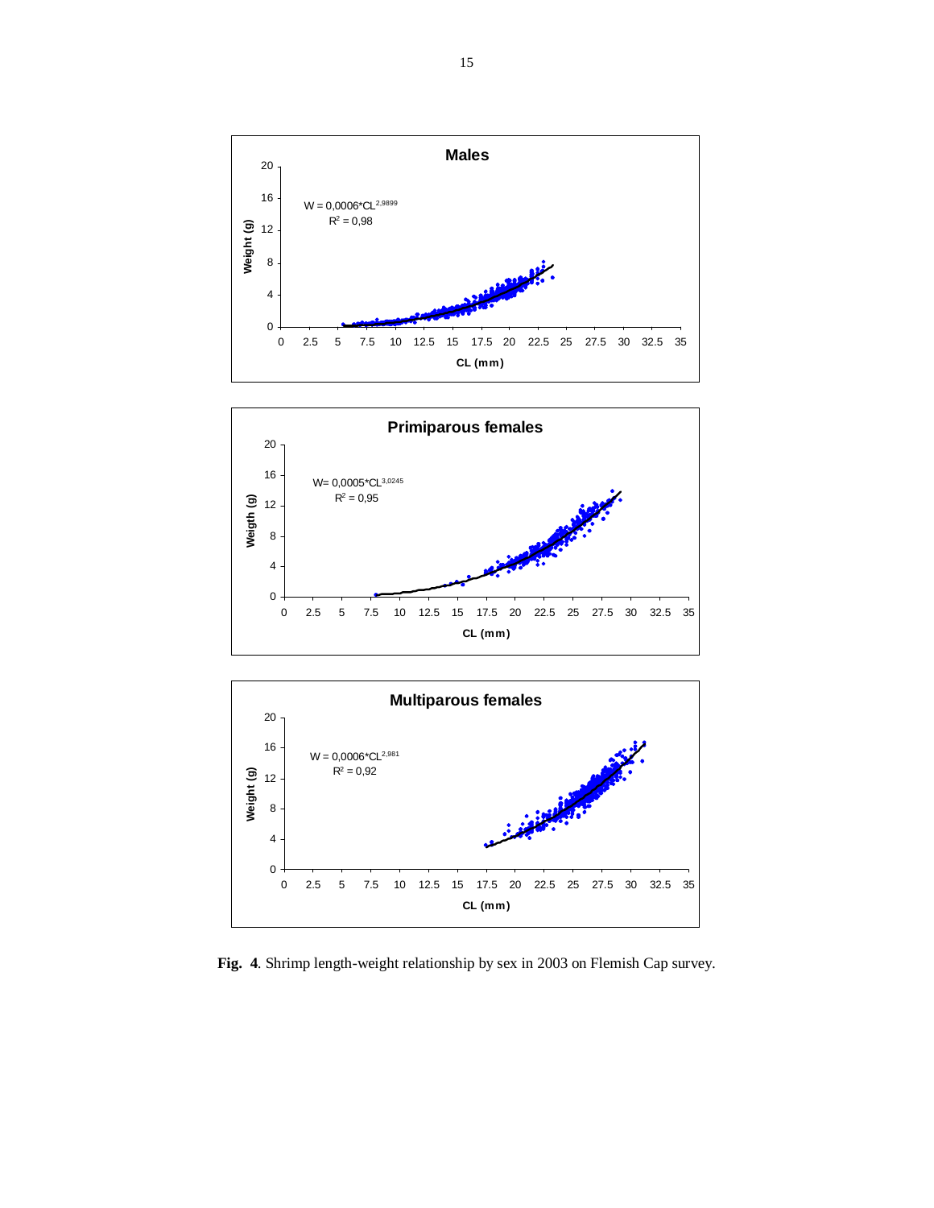**Fig. 4**. Shrimp length-weight relationship by sex in 2003 on Flemish Cap survey.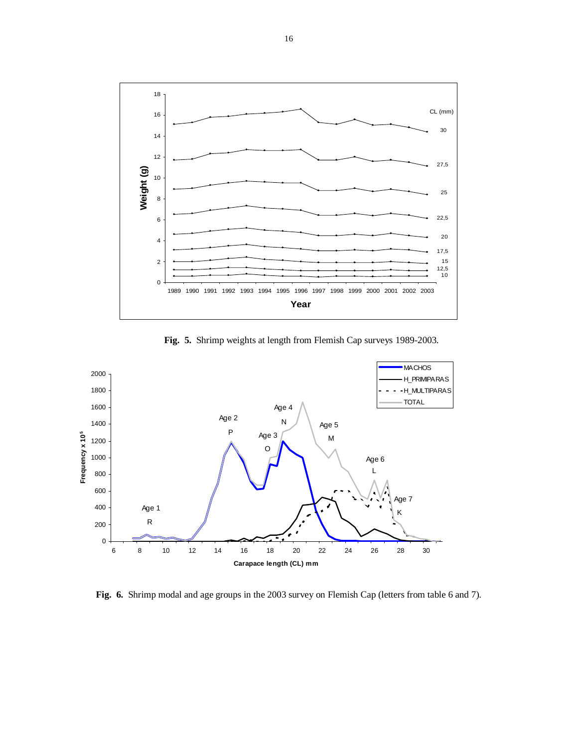Weight (g)

18
16
14
12
10
8
6
4
2
0

1989 1990 1991 1992 1993 1994 1995 1996 1997 1998 1999 2000 2001 2002 2003

Year

CL (mm)
30
27,5
25
22,5
20
17,5
15
12,5
10

**Fig. 5.** Shrimp weights at length from Flemish Cap surveys 1989-2003.

Frequency x $10^5$

2000
1800
1600
1400
1200
1000
800
600
400
200
0

6 8 10 12 14 16 18 20 22 24 26 28 30

Carapace length (CL) mm

MACHOS
H_PRIMIPARAS
H_MULTIPARAS
TOTAL

Age 1
R

Age 2
P

Age 3
O

Age 4
N

Age 5
M

Age 6
L

Age 7
K

**Fig. 6.** Shrimp modal and age groups in the 2003 survey on Flemish Cap (letters from table 6 and 7).